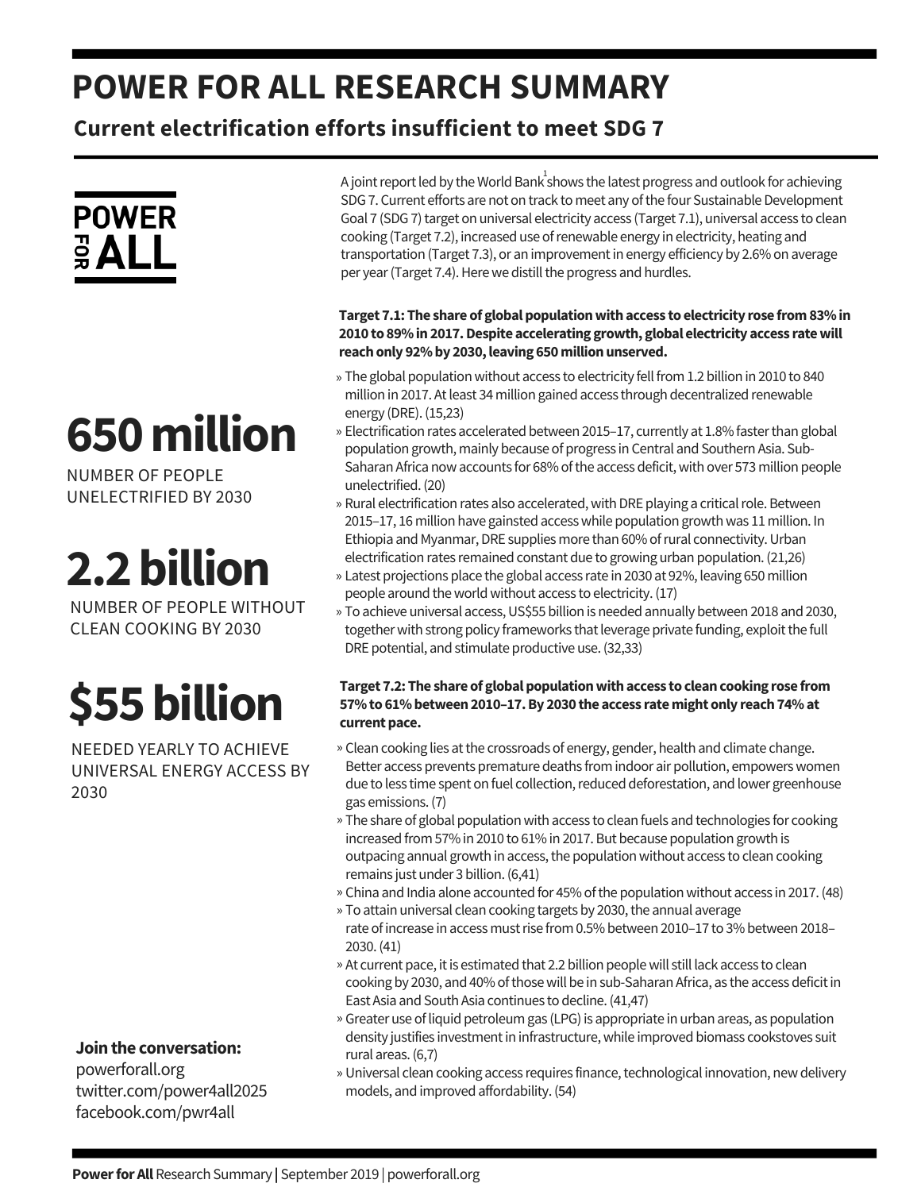# POWER FOR ALL RESEARCH SUMMARY

## Current electrification efforts insufficient to meet SDG 7

POWER FOR ALL

A joint report led by the World Bank[1] shows the latest progress and outlook for achieving SDG 7. Current efforts are not on track to meet any of the four Sustainable Development Goal 7 (SDG 7) target on universal electricity access (Target 7.1), universal access to clean cooking (Target 7.2), increased use of renewable energy in electricity, heating and transportation (Target 7.3), or an improvement in energy efficiency by 2.6% on average per year (Target 7.4). Here we distill the progress and hurdles.

**650 million**

NUMBER OF PEOPLE UNELECTRIFIED BY 2030

**2.2 billion**

NUMBER OF PEOPLE WITHOUT CLEAN COOKING BY 2030

**$55 billion**

NEEDED YEARLY TO ACHIEVE UNIVERSAL ENERGY ACCESS BY 2030

**Target 7.1: The share of global population with access to electricity rose from 83% in 2010 to 89% in 2017. Despite accelerating growth, global electricity access rate will reach only 92% by 2030, leaving 650 million unserved.**

- The global population without access to electricity fell from 1.2 billion in 2010 to 840 million in 2017. At least 34 million gained access through decentralized renewable energy (DRE). (15,23)
- Electrification rates accelerated between 2015–17, currently at 1.8% faster than global population growth, mainly because of progress in Central and Southern Asia. Sub-Saharan Africa now accounts for 68% of the access deficit, with over 573 million people unelectrified. (20)
- Rural electrification rates also accelerated, with DRE playing a critical role. Between 2015–17, 16 million have gainsted access while population growth was 11 million. In Ethiopia and Myanmar, DRE supplies more than 60% of rural connectivity. Urban electrification rates remained constant due to growing urban population. (21,26)
- Latest projections place the global access rate in 2030 at 92%, leaving 650 million people around the world without access to electricity. (17)
- To achieve universal access, US$55 billion is needed annually between 2018 and 2030, together with strong policy frameworks that leverage private funding, exploit the full DRE potential, and stimulate productive use. (32,33)

**Target 7.2: The share of global population with access to clean cooking rose from 57% to 61% between 2010–17. By 2030 the access rate might only reach 74% at current pace.**

- Clean cooking lies at the crossroads of energy, gender, health and climate change. Better access prevents premature deaths from indoor air pollution, empowers women due to less time spent on fuel collection, reduced deforestation, and lower greenhouse gas emissions. (7)
- The share of global population with access to clean fuels and technologies for cooking increased from 57% in 2010 to 61% in 2017. But because population growth is outpacing annual growth in access, the population without access to clean cooking remains just under 3 billion. (6,41)
- China and India alone accounted for 45% of the population without access in 2017. (48)
- To attain universal clean cooking targets by 2030, the annual average rate of increase in access must rise from 0.5% between 2010–17 to 3% between 2018–2030. (41)
- At current pace, it is estimated that 2.2 billion people will still lack access to clean cooking by 2030, and 40% of those will be in sub-Saharan Africa, as the access deficit in East Asia and South Asia continues to decline. (41,47)
- Greater use of liquid petroleum gas (LPG) is appropriate in urban areas, as population density justifies investment in infrastructure, while improved biomass cookstoves suit rural areas. (6,7)
- Universal clean cooking access requires finance, technological innovation, new delivery models, and improved affordability. (54)

**Join the conversation:**
powerforall.org
twitter.com/power4all2025
facebook.com/pwr4all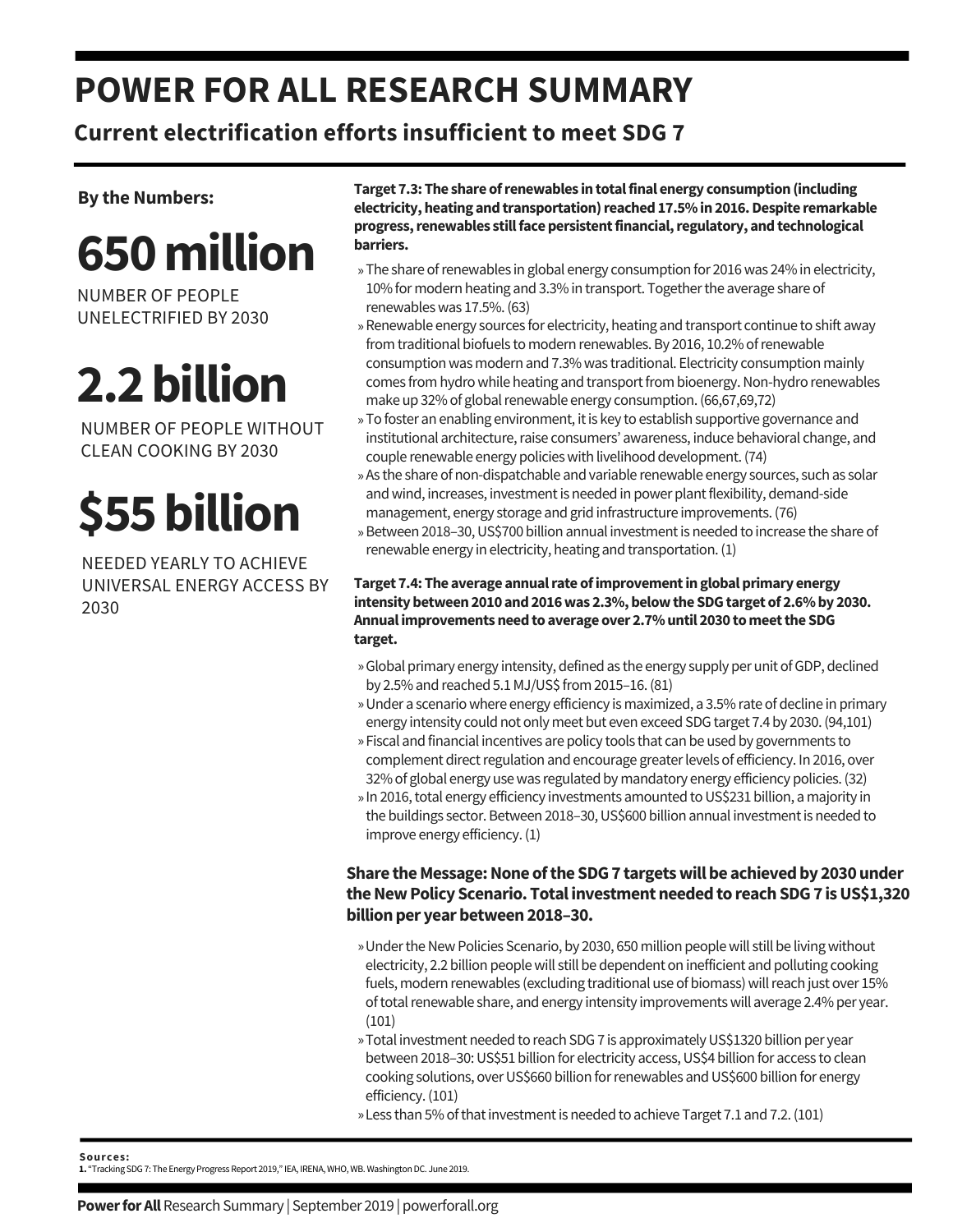# POWER FOR ALL RESEARCH SUMMARY

## Current electrification efforts insufficient to meet SDG 7

**By the Numbers:**

# 650 million

NUMBER OF PEOPLE UNELECTRIFIED BY 2030

# 2.2 billion

NUMBER OF PEOPLE WITHOUT CLEAN COOKING BY 2030

# $55 billion

NEEDED YEARLY TO ACHIEVE UNIVERSAL ENERGY ACCESS BY 2030

**Target 7.3: The share of renewables in total final energy consumption (including electricity, heating and transportation) reached 17.5% in 2016. Despite remarkable progress, renewables still face persistent financial, regulatory, and technological barriers.**

- The share of renewables in global energy consumption for 2016 was 24% in electricity, 10% for modern heating and 3.3% in transport. Together the average share of renewables was 17.5%. (63)
- Renewable energy sources for electricity, heating and transport continue to shift away from traditional biofuels to modern renewables. By 2016, 10.2% of renewable consumption was modern and 7.3% was traditional. Electricity consumption mainly comes from hydro while heating and transport from bioenergy. Non-hydro renewables make up 32% of global renewable energy consumption. (66,67,69,72)
- To foster an enabling environment, it is key to establish supportive governance and institutional architecture, raise consumers' awareness, induce behavioral change, and couple renewable energy policies with livelihood development. (74)
- As the share of non-dispatchable and variable renewable energy sources, such as solar and wind, increases, investment is needed in power plant flexibility, demand-side management, energy storage and grid infrastructure improvements. (76)
- Between 2018–30, US$700 billion annual investment is needed to increase the share of renewable energy in electricity, heating and transportation. (1)

**Target 7.4: The average annual rate of improvement in global primary energy intensity between 2010 and 2016 was 2.3%, below the SDG target of 2.6% by 2030. Annual improvements need to average over 2.7% until 2030 to meet the SDG target.**

- Global primary energy intensity, defined as the energy supply per unit of GDP, declined by 2.5% and reached 5.1 MJ/US$ from 2015–16. (81)
- Under a scenario where energy efficiency is maximized, a 3.5% rate of decline in primary energy intensity could not only meet but even exceed SDG target 7.4 by 2030. (94,101)
- Fiscal and financial incentives are policy tools that can be used by governments to complement direct regulation and encourage greater levels of efficiency. In 2016, over 32% of global energy use was regulated by mandatory energy efficiency policies. (32)
- In 2016, total energy efficiency investments amounted to US$231 billion, a majority in the buildings sector. Between 2018–30, US$600 billion annual investment is needed to improve energy efficiency. (1)

### Share the Message: None of the SDG 7 targets will be achieved by 2030 under the New Policy Scenario. Total investment needed to reach SDG 7 is US$1,320 billion per year between 2018–30.

- Under the New Policies Scenario, by 2030, 650 million people will still be living without electricity, 2.2 billion people will still be dependent on inefficient and polluting cooking fuels, modern renewables (excluding traditional use of biomass) will reach just over 15% of total renewable share, and energy intensity improvements will average 2.4% per year. (101)
- Total investment needed to reach SDG 7 is approximately US$1320 billion per year between 2018–30: US$51 billion for electricity access, US$4 billion for access to clean cooking solutions, over US$660 billion for renewables and US$600 billion for energy efficiency. (101)
- Less than 5% of that investment is needed to achieve Target 7.1 and 7.2. (101)

**Sources:**

**1.** "Tracking SDG 7: The Energy Progress Report 2019," IEA, IRENA, WHO, WB. Washington DC. June 2019.

**Power for All** Research Summary | September 2019 | powerforall.org